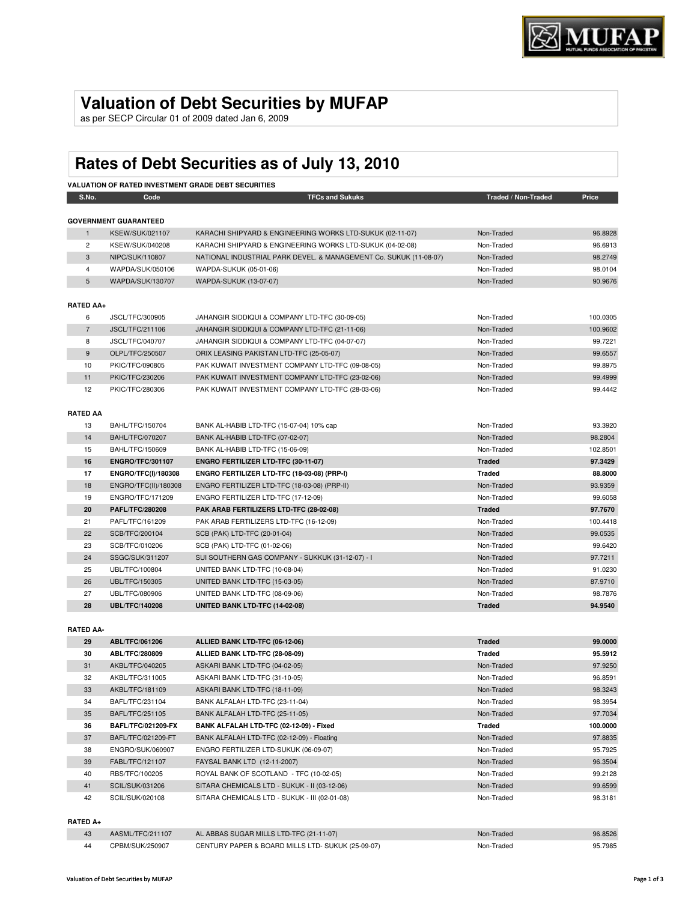# Valuation of Debt Securities by MUFAP

as per SECP Circular 01 of 2009 dated Jan 6, 2009

# Rates of Debt Securities as of July 13, 2010

**VALUATION OF RATED INVESTMENT GRADE DEBT SECURITIES**

| S.No. | Code | TFCs and Sukuks | Traded / Non-Traded | Price |
|---|---|---|---|---|
| **GOVERNMENT GUARANTEED** | | | | |
| 1 | KSEW/SUK/021107 | KARACHI SHIPYARD & ENGINEERING WORKS LTD-SUKUK (02-11-07) | Non-Traded | 96.8928 |
| 2 | KSEW/SUK/040208 | KARACHI SHIPYARD & ENGINEERING WORKS LTD-SUKUK (04-02-08) | Non-Traded | 96.6913 |
| 3 | NIPC/SUK/110807 | NATIONAL INDUSTRIAL PARK DEVEL. & MANAGEMENT Co. SUKUK (11-08-07) | Non-Traded | 98.2749 |
| 4 | WAPDA/SUK/050106 | WAPDA-SUKUK (05-01-06) | Non-Traded | 98.0104 |
| 5 | WAPDA/SUK/130707 | WAPDA-SUKUK (13-07-07) | Non-Traded | 90.9676 |
| **RATED AA+** | | | | |
| 6 | JSCL/TFC/300905 | JAHANGIR SIDDIQUI & COMPANY LTD-TFC (30-09-05) | Non-Traded | 100.0305 |
| 7 | JSCL/TFC/211106 | JAHANGIR SIDDIQUI & COMPANY LTD-TFC (21-11-06) | Non-Traded | 100.9602 |
| 8 | JSCL/TFC/040707 | JAHANGIR SIDDIQUI & COMPANY LTD-TFC (04-07-07) | Non-Traded | 99.7221 |
| 9 | OLPL/TFC/250507 | ORIX LEASING PAKISTAN LTD-TFC (25-05-07) | Non-Traded | 99.6557 |
| 10 | PKIC/TFC/090805 | PAK KUWAIT INVESTMENT COMPANY LTD-TFC (09-08-05) | Non-Traded | 99.8975 |
| 11 | PKIC/TFC/230206 | PAK KUWAIT INVESTMENT COMPANY LTD-TFC (23-02-06) | Non-Traded | 99.4999 |
| 12 | PKIC/TFC/280306 | PAK KUWAIT INVESTMENT COMPANY LTD-TFC (28-03-06) | Non-Traded | 99.4442 |
| **RATED AA** | | | | |
| 13 | BAHL/TFC/150704 | BANK AL-HABIB LTD-TFC (15-07-04) 10% cap | Non-Traded | 93.3920 |
| 14 | BAHL/TFC/070207 | BANK AL-HABIB LTD-TFC (07-02-07) | Non-Traded | 98.2804 |
| 15 | BAHL/TFC/150609 | BANK AL-HABIB LTD-TFC (15-06-09) | Non-Traded | 102.8501 |
| **16** | **ENGRO/TFC/301107** | **ENGRO FERTILIZER LTD-TFC (30-11-07)** | **Traded** | **97.3429** |
| **17** | **ENGRO/TFC(I)/180308** | **ENGRO FERTILIZER LTD-TFC (18-03-08) (PRP-I)** | **Traded** | **88.8000** |
| 18 | ENGRO/TFC(II)/180308 | ENGRO FERTILIZER LTD-TFC (18-03-08) (PRP-II) | Non-Traded | 93.9359 |
| 19 | ENGRO/TFC/171209 | ENGRO FERTILIZER LTD-TFC (17-12-09) | Non-Traded | 99.6058 |
| **20** | **PAFL/TFC/280208** | **PAK ARAB FERTILIZERS LTD-TFC (28-02-08)** | **Traded** | **97.7670** |
| 21 | PAFL/TFC/161209 | PAK ARAB FERTILIZERS LTD-TFC (16-12-09) | Non-Traded | 100.4418 |
| 22 | SCB/TFC/200104 | SCB (PAK) LTD-TFC (20-01-04) | Non-Traded | 99.0535 |
| 23 | SCB/TFC/010206 | SCB (PAK) LTD-TFC (01-02-06) | Non-Traded | 99.6420 |
| 24 | SSGC/SUK/311207 | SUI SOUTHERN GAS COMPANY - SUKKUK (31-12-07) - I | Non-Traded | 97.7211 |
| 25 | UBL/TFC/100804 | UNITED BANK LTD-TFC (10-08-04) | Non-Traded | 91.0230 |
| 26 | UBL/TFC/150305 | UNITED BANK LTD-TFC (15-03-05) | Non-Traded | 87.9710 |
| 27 | UBL/TFC/080906 | UNITED BANK LTD-TFC (08-09-06) | Non-Traded | 98.7876 |
| **28** | **UBL/TFC/140208** | **UNITED BANK LTD-TFC (14-02-08)** | **Traded** | **94.9540** |
| **RATED AA-** | | | | |
| **29** | **ABL/TFC/061206** | **ALLIED BANK LTD-TFC (06-12-06)** | **Traded** | **99.0000** |
| **30** | **ABL/TFC/280809** | **ALLIED BANK LTD-TFC (28-08-09)** | **Traded** | **95.5912** |
| 31 | AKBL/TFC/040205 | ASKARI BANK LTD-TFC (04-02-05) | Non-Traded | 97.9250 |
| 32 | AKBL/TFC/311005 | ASKARI BANK LTD-TFC (31-10-05) | Non-Traded | 96.8591 |
| 33 | AKBL/TFC/181109 | ASKARI BANK LTD-TFC (18-11-09) | Non-Traded | 98.3243 |
| 34 | BAFL/TFC/231104 | BANK ALFALAH LTD-TFC (23-11-04) | Non-Traded | 98.3954 |
| 35 | BAFL/TFC/251105 | BANK ALFALAH LTD-TFC (25-11-05) | Non-Traded | 97.7034 |
| **36** | **BAFL/TFC/021209-FX** | **BANK ALFALAH LTD-TFC (02-12-09) - Fixed** | **Traded** | **100.0000** |
| 37 | BAFL/TFC/021209-FT | BANK ALFALAH LTD-TFC (02-12-09) - Floating | Non-Traded | 97.8835 |
| 38 | ENGRO/SUK/060907 | ENGRO FERTILIZER LTD-SUKUK (06-09-07) | Non-Traded | 95.7925 |
| 39 | FABL/TFC/121107 | FAYSAL BANK LTD (12-11-2007) | Non-Traded | 96.3504 |
| 40 | RBS/TFC/100205 | ROYAL BANK OF SCOTLAND - TFC (10-02-05) | Non-Traded | 99.2128 |
| 41 | SCIL/SUK/031206 | SITARA CHEMICALS LTD - SUKUK - II (03-12-06) | Non-Traded | 99.6599 |
| 42 | SCIL/SUK/020108 | SITARA CHEMICALS LTD - SUKUK - III (02-01-08) | Non-Traded | 98.3181 |
| **RATED A+** | | | | |
| 43 | AASML/TFC/211107 | AL ABBAS SUGAR MILLS LTD-TFC (21-11-07) | Non-Traded | 96.8526 |
| 44 | CPBM/SUK/250907 | CENTURY PAPER & BOARD MILLS LTD- SUKUK (25-09-07) | Non-Traded | 95.7985 |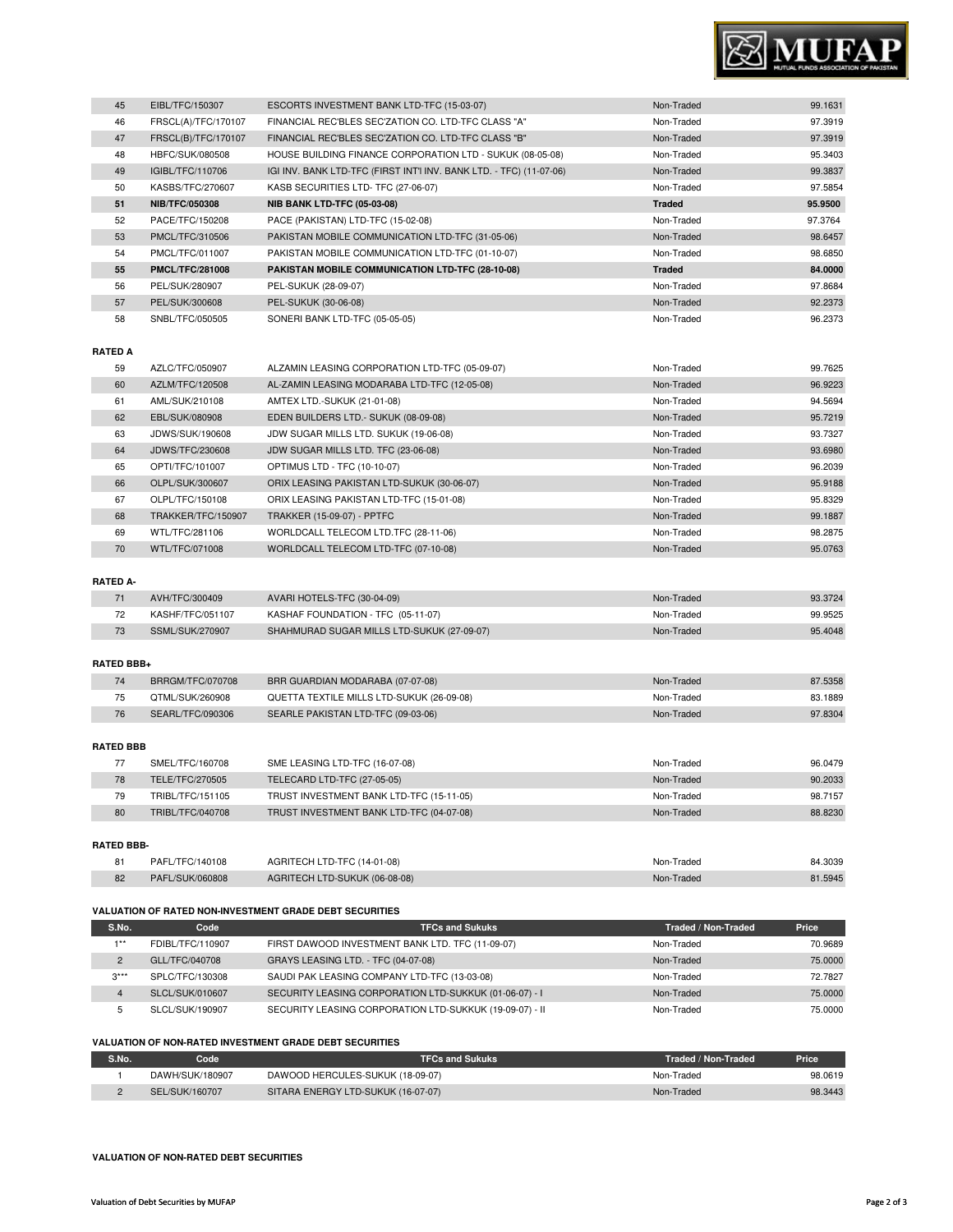| | | | | |
|---|---|---|---|---|
| 45 | EIBL/TFC/150307 | ESCORTS INVESTMENT BANK LTD-TFC (15-03-07) | Non-Traded | 99.1631 |
| 46 | FRSCL(A)/TFC/170107 | FINANCIAL REC'BLES SEC'ZATION CO. LTD-TFC CLASS "A" | Non-Traded | 97.3919 |
| 47 | FRSCL(B)/TFC/170107 | FINANCIAL REC'BLES SEC'ZATION CO. LTD-TFC CLASS "B" | Non-Traded | 97.3919 |
| 48 | HBFC/SUK/080508 | HOUSE BUILDING FINANCE CORPORATION LTD - SUKUK (08-05-08) | Non-Traded | 95.3403 |
| 49 | IGIBL/TFC/110706 | IGI INV. BANK LTD-TFC (FIRST INT'l INV. BANK LTD. - TFC) (11-07-06) | Non-Traded | 99.3837 |
| 50 | KASBS/TFC/270607 | KASB SECURITIES LTD- TFC (27-06-07) | Non-Traded | 97.5854 |
| **51** | **NIB/TFC/050308** | **NIB BANK LTD-TFC (05-03-08)** | **Traded** | **95.9500** |
| 52 | PACE/TFC/150208 | PACE (PAKISTAN) LTD-TFC (15-02-08) | Non-Traded | 97.3764 |
| 53 | PMCL/TFC/310506 | PAKISTAN MOBILE COMMUNICATION LTD-TFC (31-05-06) | Non-Traded | 98.6457 |
| 54 | PMCL/TFC/011007 | PAKISTAN MOBILE COMMUNICATION LTD-TFC (01-10-07) | Non-Traded | 98.6850 |
| **55** | **PMCL/TFC/281008** | **PAKISTAN MOBILE COMMUNICATION LTD-TFC (28-10-08)** | **Traded** | **84.0000** |
| 56 | PEL/SUK/280907 | PEL-SUKUK (28-09-07) | Non-Traded | 97.8684 |
| 57 | PEL/SUK/300608 | PEL-SUKUK (30-06-08) | Non-Traded | 92.2373 |
| 58 | SNBL/TFC/050505 | SONERI BANK LTD-TFC (05-05-05) | Non-Traded | 96.2373 |

**RATED A**

| | | | | |
|---|---|---|---|---|
| 59 | AZLC/TFC/050907 | ALZAMIN LEASING CORPORATION LTD-TFC (05-09-07) | Non-Traded | 99.7625 |
| 60 | AZLM/TFC/120508 | AL-ZAMIN LEASING MODARABA LTD-TFC (12-05-08) | Non-Traded | 96.9223 |
| 61 | AML/SUK/210108 | AMTEX LTD.-SUKUK (21-01-08) | Non-Traded | 94.5694 |
| 62 | EBL/SUK/080908 | EDEN BUILDERS LTD.- SUKUK (08-09-08) | Non-Traded | 95.7219 |
| 63 | JDWS/SUK/190608 | JDW SUGAR MILLS LTD. SUKUK (19-06-08) | Non-Traded | 93.7327 |
| 64 | JDWS/TFC/230608 | JDW SUGAR MILLS LTD. TFC (23-06-08) | Non-Traded | 93.6980 |
| 65 | OPTI/TFC/101007 | OPTIMUS LTD - TFC (10-10-07) | Non-Traded | 96.2039 |
| 66 | OLPL/SUK/300607 | ORIX LEASING PAKISTAN LTD-SUKUK (30-06-07) | Non-Traded | 95.9188 |
| 67 | OLPL/TFC/150108 | ORIX LEASING PAKISTAN LTD-TFC (15-01-08) | Non-Traded | 95.8329 |
| 68 | TRAKKER/TFC/150907 | TRAKKER (15-09-07) - PPTFC | Non-Traded | 99.1887 |
| 69 | WTL/TFC/281106 | WORLDCALL TELECOM LTD.TFC (28-11-06) | Non-Traded | 98.2875 |
| 70 | WTL/TFC/071008 | WORLDCALL TELECOM LTD-TFC (07-10-08) | Non-Traded | 95.0763 |

**RATED A-**

| | | | | |
|---|---|---|---|---|
| 71 | AVH/TFC/300409 | AVARI HOTELS-TFC (30-04-09) | Non-Traded | 93.3724 |
| 72 | KASHF/TFC/051107 | KASHAF FOUNDATION - TFC (05-11-07) | Non-Traded | 99.9525 |
| 73 | SSML/SUK/270907 | SHAHMURAD SUGAR MILLS LTD-SUKUK (27-09-07) | Non-Traded | 95.4048 |

**RATED BBB+**

| | | | | |
|---|---|---|---|---|
| 74 | BRRGM/TFC/070708 | BRR GUARDIAN MODARABA (07-07-08) | Non-Traded | 87.5358 |
| 75 | QTML/SUK/260908 | QUETTA TEXTILE MILLS LTD-SUKUK (26-09-08) | Non-Traded | 83.1889 |
| 76 | SEARL/TFC/090306 | SEARLE PAKISTAN LTD-TFC (09-03-06) | Non-Traded | 97.8304 |

**RATED BBB**

| | | | | |
|---|---|---|---|---|
| 77 | SMEL/TFC/160708 | SME LEASING LTD-TFC (16-07-08) | Non-Traded | 96.0479 |
| 78 | TELE/TFC/270505 | TELECARD LTD-TFC (27-05-05) | Non-Traded | 90.2033 |
| 79 | TRIBL/TFC/151105 | TRUST INVESTMENT BANK LTD-TFC (15-11-05) | Non-Traded | 98.7157 |
| 80 | TRIBL/TFC/040708 | TRUST INVESTMENT BANK LTD-TFC (04-07-08) | Non-Traded | 88.8230 |

**RATED BBB-**

| | | | | |
|---|---|---|---|---|
| 81 | PAFL/TFC/140108 | AGRITECH LTD-TFC (14-01-08) | Non-Traded | 84.3039 |
| 82 | PAFL/SUK/060808 | AGRITECH LTD-SUKUK (06-08-08) | Non-Traded | 81.5945 |

**VALUATION OF RATED NON-INVESTMENT GRADE DEBT SECURITIES**

| S.No. | Code | TFCs and Sukuks | Traded / Non-Traded | Price |
|---|---|---|---|---|
| 1** | FDIBL/TFC/110907 | FIRST DAWOOD INVESTMENT BANK LTD. TFC (11-09-07) | Non-Traded | 70.9689 |
| 2 | GLL/TFC/040708 | GRAYS LEASING LTD. - TFC (04-07-08) | Non-Traded | 75.0000 |
| 3*** | SPLC/TFC/130308 | SAUDI PAK LEASING COMPANY LTD-TFC (13-03-08) | Non-Traded | 72.7827 |
| 4 | SLCL/SUK/010607 | SECURITY LEASING CORPORATION LTD-SUKKUK (01-06-07) - I | Non-Traded | 75.0000 |
| 5 | SLCL/SUK/190907 | SECURITY LEASING CORPORATION LTD-SUKKUK (19-09-07) - II | Non-Traded | 75.0000 |

**VALUATION OF NON-RATED INVESTMENT GRADE DEBT SECURITIES**

| S.No. | Code | TFCs and Sukuks | Traded / Non-Traded | Price |
|---|---|---|---|---|
| 1 | DAWH/SUK/180907 | DAWOOD HERCULES-SUKUK (18-09-07) | Non-Traded | 98.0619 |
| 2 | SEL/SUK/160707 | SITARA ENERGY LTD-SUKUK (16-07-07) | Non-Traded | 98.3443 |

**VALUATION OF NON-RATED DEBT SECURITIES**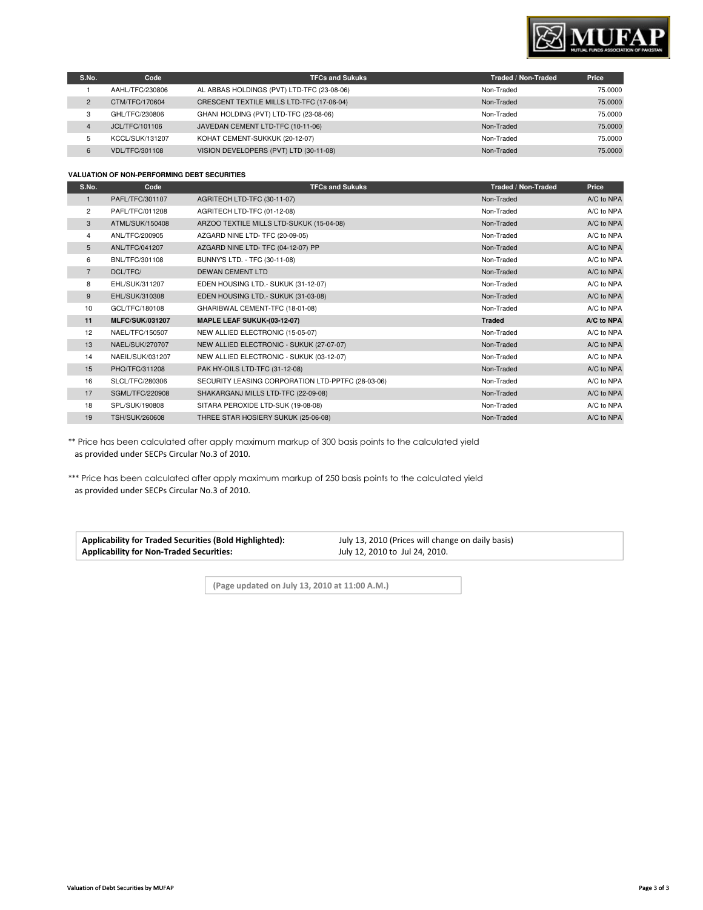| S.No. | Code | TFCs and Sukuks | Traded / Non-Traded | Price |
|---|---|---|---|---|
| 1 | AAHL/TFC/230806 | AL ABBAS HOLDINGS (PVT) LTD-TFC (23-08-06) | Non-Traded | 75.0000 |
| 2 | CTM/TFC/170604 | CRESCENT TEXTILE MILLS LTD-TFC (17-06-04) | Non-Traded | 75.0000 |
| 3 | GHL/TFC/230806 | GHANI HOLDING (PVT) LTD-TFC (23-08-06) | Non-Traded | 75.0000 |
| 4 | JCL/TFC/101106 | JAVEDAN CEMENT LTD-TFC (10-11-06) | Non-Traded | 75.0000 |
| 5 | KCCL/SUK/131207 | KOHAT CEMENT-SUKKUK (20-12-07) | Non-Traded | 75.0000 |
| 6 | VDL/TFC/301108 | VISION DEVELOPERS (PVT) LTD (30-11-08) | Non-Traded | 75.0000 |

**VALUATION OF NON-PERFORMING DEBT SECURITIES**

| S.No. | Code | TFCs and Sukuks | Traded / Non-Traded | Price |
|---|---|---|---|---|
| 1 | PAFL/TFC/301107 | AGRITECH LTD-TFC (30-11-07) | Non-Traded | A/C to NPA |
| 2 | PAFL/TFC/011208 | AGRITECH LTD-TFC (01-12-08) | Non-Traded | A/C to NPA |
| 3 | ATML/SUK/150408 | ARZOO TEXTILE MILLS LTD-SUKUK (15-04-08) | Non-Traded | A/C to NPA |
| 4 | ANL/TFC/200905 | AZGARD NINE LTD- TFC (20-09-05) | Non-Traded | A/C to NPA |
| 5 | ANL/TFC/041207 | AZGARD NINE LTD- TFC (04-12-07) PP | Non-Traded | A/C to NPA |
| 6 | BNL/TFC/301108 | BUNNY'S LTD. - TFC (30-11-08) | Non-Traded | A/C to NPA |
| 7 | DCL/TFC/ | DEWAN CEMENT LTD | Non-Traded | A/C to NPA |
| 8 | EHL/SUK/311207 | EDEN HOUSING LTD.- SUKUK (31-12-07) | Non-Traded | A/C to NPA |
| 9 | EHL/SUK/310308 | EDEN HOUSING LTD.- SUKUK (31-03-08) | Non-Traded | A/C to NPA |
| 10 | GCL/TFC/180108 | GHARIBWAL CEMENT-TFC (18-01-08) | Non-Traded | A/C to NPA |
| **11** | **MLFC/SUK/031207** | **MAPLE LEAF SUKUK-(03-12-07)** | **Traded** | **A/C to NPA** |
| 12 | NAEL/TFC/150507 | NEW ALLIED ELECTRONIC (15-05-07) | Non-Traded | A/C to NPA |
| 13 | NAEL/SUK/270707 | NEW ALLIED ELECTRONIC - SUKUK (27-07-07) | Non-Traded | A/C to NPA |
| 14 | NAEIL/SUK/031207 | NEW ALLIED ELECTRONIC - SUKUK (03-12-07) | Non-Traded | A/C to NPA |
| 15 | PHO/TFC/311208 | PAK HY-OILS LTD-TFC (31-12-08) | Non-Traded | A/C to NPA |
| 16 | SLCL/TFC/280306 | SECURITY LEASING CORPORATION LTD-PPTFC (28-03-06) | Non-Traded | A/C to NPA |
| 17 | SGML/TFC/220908 | SHAKARGANJ MILLS LTD-TFC (22-09-08) | Non-Traded | A/C to NPA |
| 18 | SPL/SUK/190808 | SITARA PEROXIDE LTD-SUK (19-08-08) | Non-Traded | A/C to NPA |
| 19 | TSH/SUK/260608 | THREE STAR HOSIERY SUKUK (25-06-08) | Non-Traded | A/C to NPA |

** Price has been calculated after apply maximum markup of 300 basis points to the calculated yield as provided under SECPs Circular No.3 of 2010.

*** Price has been calculated after apply maximum markup of 250 basis points to the calculated yield as provided under SECPs Circular No.3 of 2010.

| | |
|---|---|
| **Applicability for Traded Securities (Bold Highlighted):** | July 13, 2010 (Prices will change on daily basis) |
| **Applicability for Non-Traded Securities:** | July 12, 2010 to Jul 24, 2010. |

**(Page updated on July 13, 2010 at 11:00 A.M.)**